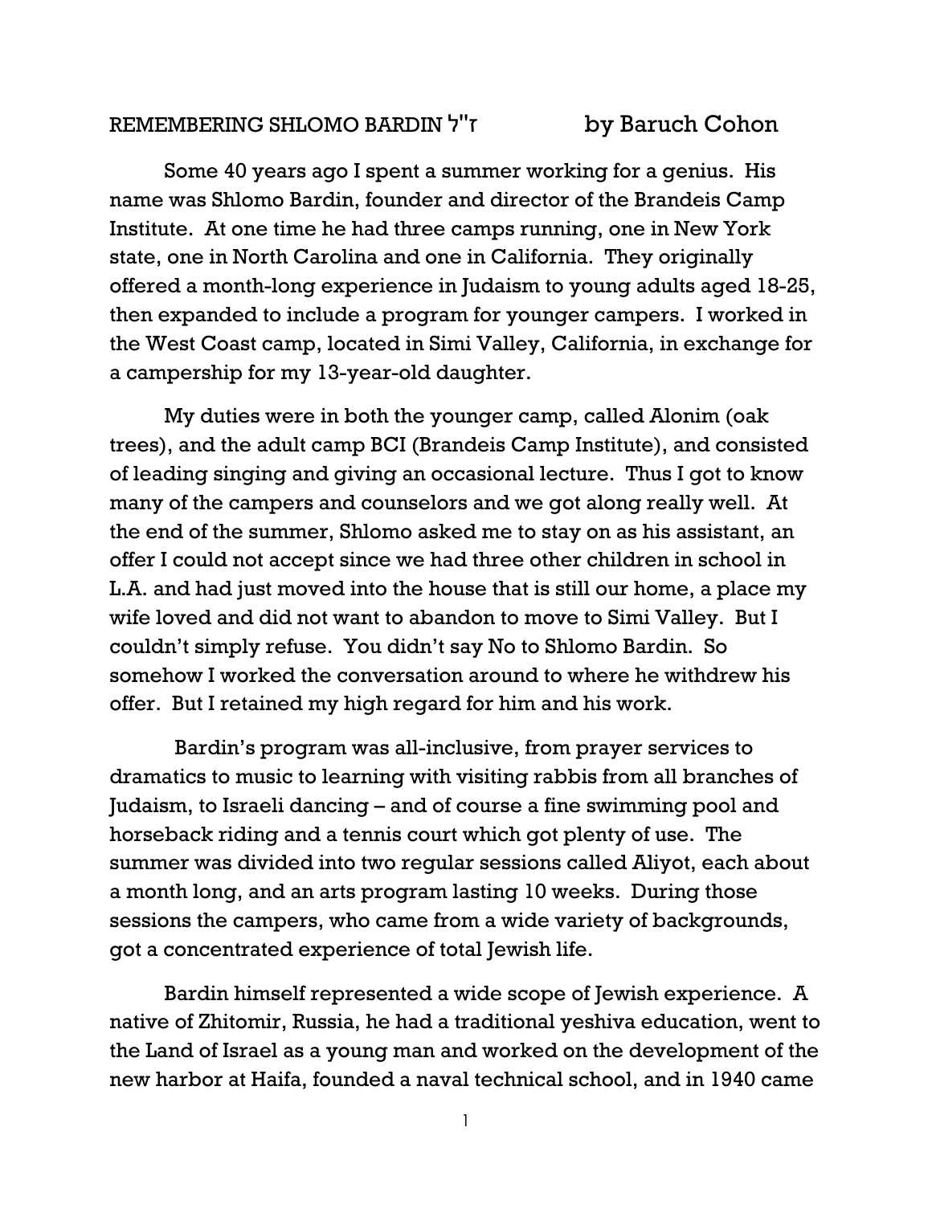# REMEMBERING SHLOMO BARDIN ז"ל by Baruch Cohon

Some 40 years ago I spent a summer working for a genius. His name was Shlomo Bardin, founder and director of the Brandeis Camp Institute. At one time he had three camps running, one in New York state, one in North Carolina and one in California. They originally offered a month-long experience in Judaism to young adults aged 18-25, then expanded to include a program for younger campers. I worked in the West Coast camp, located in Simi Valley, California, in exchange for a campership for my 13-year-old daughter.

My duties were in both the younger camp, called Alonim (oak trees), and the adult camp BCI (Brandeis Camp Institute), and consisted of leading singing and giving an occasional lecture. Thus I got to know many of the campers and counselors and we got along really well. At the end of the summer, Shlomo asked me to stay on as his assistant, an offer I could not accept since we had three other children in school in L.A. and had just moved into the house that is still our home, a place my wife loved and did not want to abandon to move to Simi Valley. But I couldn't simply refuse. You didn't say No to Shlomo Bardin. So somehow I worked the conversation around to where he withdrew his offer. But I retained my high regard for him and his work.

Bardin's program was all-inclusive, from prayer services to dramatics to music to learning with visiting rabbis from all branches of Judaism, to Israeli dancing – and of course a fine swimming pool and horseback riding and a tennis court which got plenty of use. The summer was divided into two regular sessions called Aliyot, each about a month long, and an arts program lasting 10 weeks. During those sessions the campers, who came from a wide variety of backgrounds, got a concentrated experience of total Jewish life.

Bardin himself represented a wide scope of Jewish experience. A native of Zhitomir, Russia, he had a traditional yeshiva education, went to the Land of Israel as a young man and worked on the development of the new harbor at Haifa, founded a naval technical school, and in 1940 came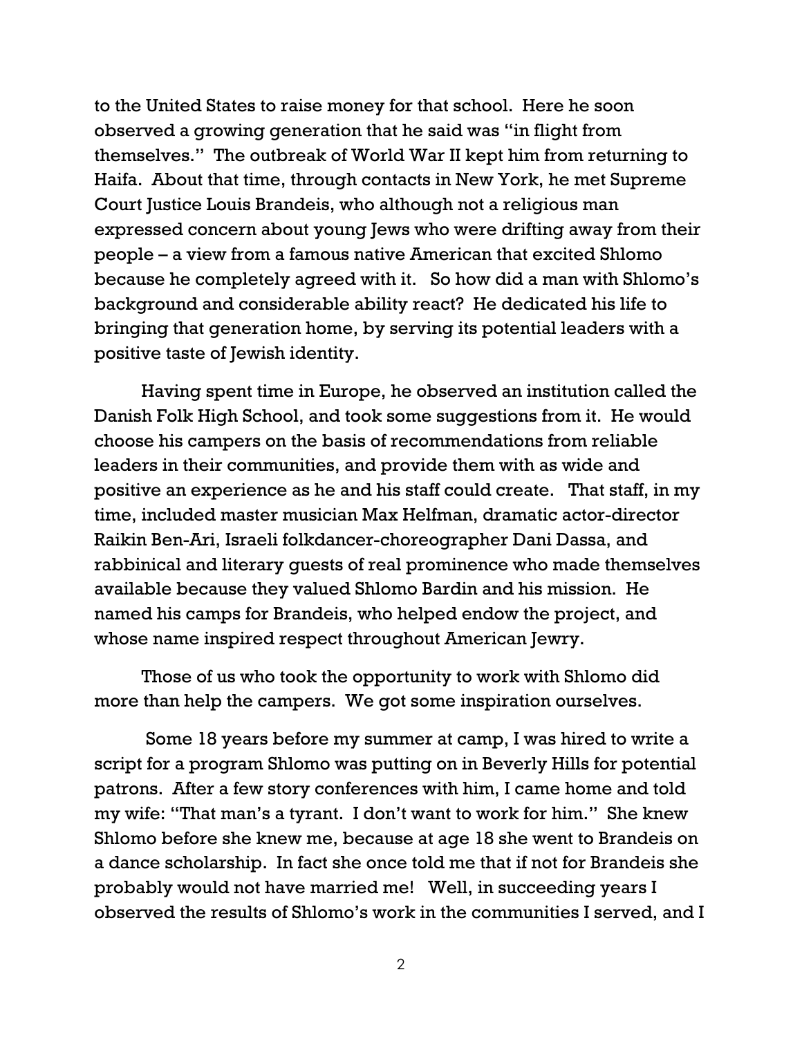to the United States to raise money for that school. Here he soon observed a growing generation that he said was "in flight from themselves." The outbreak of World War II kept him from returning to Haifa. About that time, through contacts in New York, he met Supreme Court Justice Louis Brandeis, who although not a religious man expressed concern about young Jews who were drifting away from their people – a view from a famous native American that excited Shlomo because he completely agreed with it. So how did a man with Shlomo's background and considerable ability react? He dedicated his life to bringing that generation home, by serving its potential leaders with a positive taste of Jewish identity.

Having spent time in Europe, he observed an institution called the Danish Folk High School, and took some suggestions from it. He would choose his campers on the basis of recommendations from reliable leaders in their communities, and provide them with as wide and positive an experience as he and his staff could create. That staff, in my time, included master musician Max Helfman, dramatic actor-director Raikin Ben-Ari, Israeli folkdancer-choreographer Dani Dassa, and rabbinical and literary guests of real prominence who made themselves available because they valued Shlomo Bardin and his mission. He named his camps for Brandeis, who helped endow the project, and whose name inspired respect throughout American Jewry.

Those of us who took the opportunity to work with Shlomo did more than help the campers. We got some inspiration ourselves.

Some 18 years before my summer at camp, I was hired to write a script for a program Shlomo was putting on in Beverly Hills for potential patrons. After a few story conferences with him, I came home and told my wife: "That man's a tyrant. I don't want to work for him." She knew Shlomo before she knew me, because at age 18 she went to Brandeis on a dance scholarship. In fact she once told me that if not for Brandeis she probably would not have married me! Well, in succeeding years I observed the results of Shlomo's work in the communities I served, and I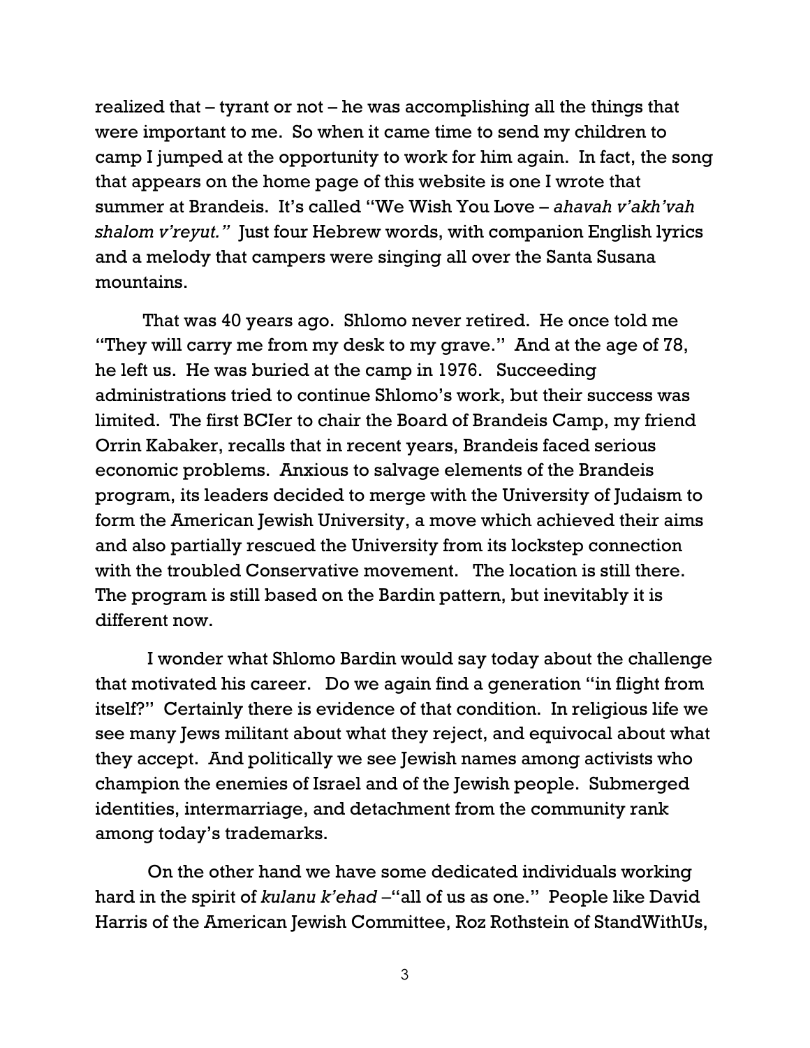realized that – tyrant or not – he was accomplishing all the things that were important to me. So when it came time to send my children to camp I jumped at the opportunity to work for him again. In fact, the song that appears on the home page of this website is one I wrote that summer at Brandeis. It's called "We Wish You Love – *ahavah v'akh'vah shalom v'reyut."* Just four Hebrew words, with companion English lyrics and a melody that campers were singing all over the Santa Susana mountains.

That was 40 years ago. Shlomo never retired. He once told me "They will carry me from my desk to my grave." And at the age of 78, he left us. He was buried at the camp in 1976. Succeeding administrations tried to continue Shlomo's work, but their success was limited. The first BCIer to chair the Board of Brandeis Camp, my friend Orrin Kabaker, recalls that in recent years, Brandeis faced serious economic problems. Anxious to salvage elements of the Brandeis program, its leaders decided to merge with the University of Judaism to form the American Jewish University, a move which achieved their aims and also partially rescued the University from its lockstep connection with the troubled Conservative movement. The location is still there. The program is still based on the Bardin pattern, but inevitably it is different now.

I wonder what Shlomo Bardin would say today about the challenge that motivated his career. Do we again find a generation "in flight from itself?" Certainly there is evidence of that condition. In religious life we see many Jews militant about what they reject, and equivocal about what they accept. And politically we see Jewish names among activists who champion the enemies of Israel and of the Jewish people. Submerged identities, intermarriage, and detachment from the community rank among today's trademarks.

On the other hand we have some dedicated individuals working hard in the spirit of *kulanu k'ehad* –"all of us as one." People like David Harris of the American Jewish Committee, Roz Rothstein of StandWithUs,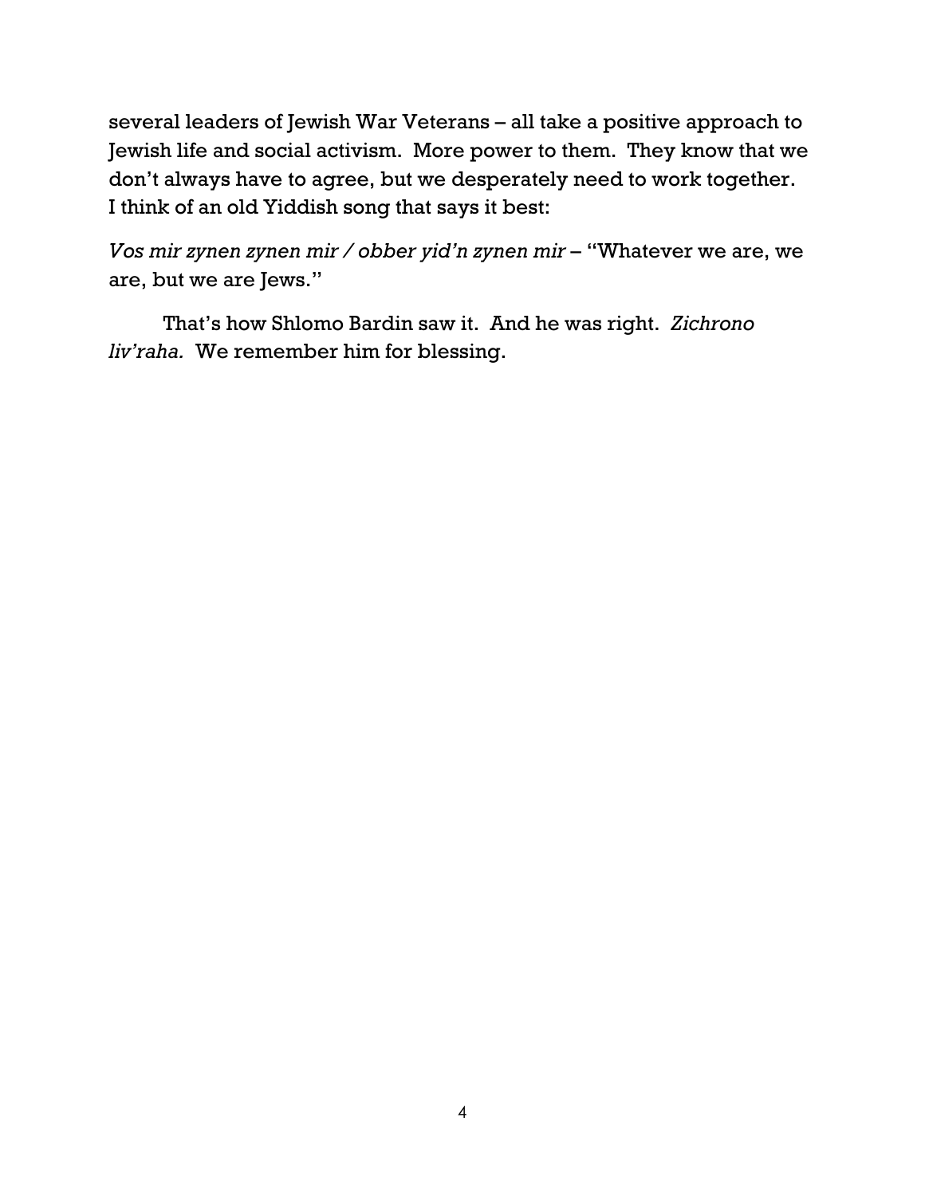several leaders of Jewish War Veterans – all take a positive approach to Jewish life and social activism. More power to them. They know that we don't always have to agree, but we desperately need to work together. I think of an old Yiddish song that says it best:

*Vos mir zynen zynen mir / obber yid'n zynen mir* – "Whatever we are, we are, but we are Jews."

That's how Shlomo Bardin saw it. And he was right. *Zichrono liv'raha.* We remember him for blessing.